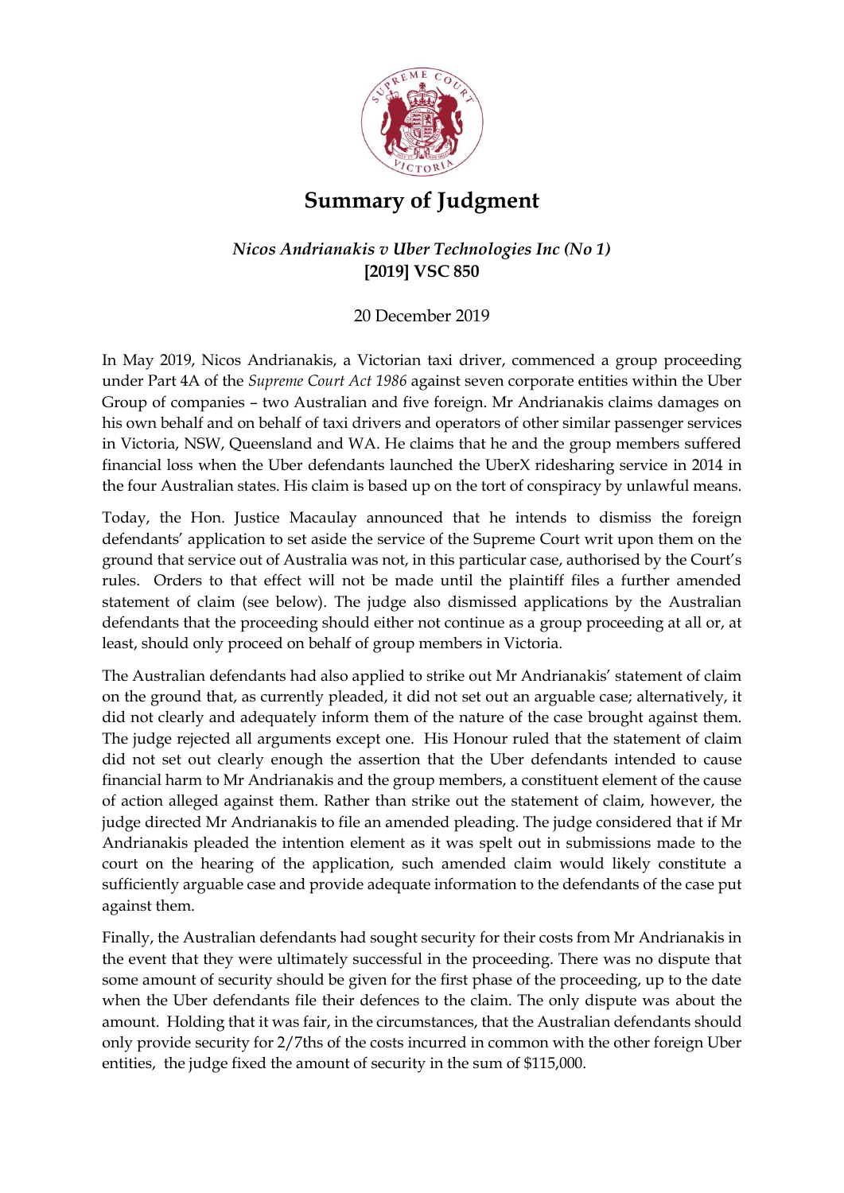# Summary of Judgment

## *Nicos Andrianakis v Uber Technologies Inc (No 1)* [2019] VSC 850

20 December 2019

In May 2019, Nicos Andrianakis, a Victorian taxi driver, commenced a group proceeding under Part 4A of the *Supreme Court Act 1986* against seven corporate entities within the Uber Group of companies – two Australian and five foreign. Mr Andrianakis claims damages on his own behalf and on behalf of taxi drivers and operators of other similar passenger services in Victoria, NSW, Queensland and WA. He claims that he and the group members suffered financial loss when the Uber defendants launched the UberX ridesharing service in 2014 in the four Australian states. His claim is based up on the tort of conspiracy by unlawful means.

Today, the Hon. Justice Macaulay announced that he intends to dismiss the foreign defendants' application to set aside the service of the Supreme Court writ upon them on the ground that service out of Australia was not, in this particular case, authorised by the Court's rules. Orders to that effect will not be made until the plaintiff files a further amended statement of claim (see below). The judge also dismissed applications by the Australian defendants that the proceeding should either not continue as a group proceeding at all or, at least, should only proceed on behalf of group members in Victoria.

The Australian defendants had also applied to strike out Mr Andrianakis' statement of claim on the ground that, as currently pleaded, it did not set out an arguable case; alternatively, it did not clearly and adequately inform them of the nature of the case brought against them. The judge rejected all arguments except one. His Honour ruled that the statement of claim did not set out clearly enough the assertion that the Uber defendants intended to cause financial harm to Mr Andrianakis and the group members, a constituent element of the cause of action alleged against them. Rather than strike out the statement of claim, however, the judge directed Mr Andrianakis to file an amended pleading. The judge considered that if Mr Andrianakis pleaded the intention element as it was spelt out in submissions made to the court on the hearing of the application, such amended claim would likely constitute a sufficiently arguable case and provide adequate information to the defendants of the case put against them.

Finally, the Australian defendants had sought security for their costs from Mr Andrianakis in the event that they were ultimately successful in the proceeding. There was no dispute that some amount of security should be given for the first phase of the proceeding, up to the date when the Uber defendants file their defences to the claim. The only dispute was about the amount. Holding that it was fair, in the circumstances, that the Australian defendants should only provide security for 2/7ths of the costs incurred in common with the other foreign Uber entities, the judge fixed the amount of security in the sum of $115,000.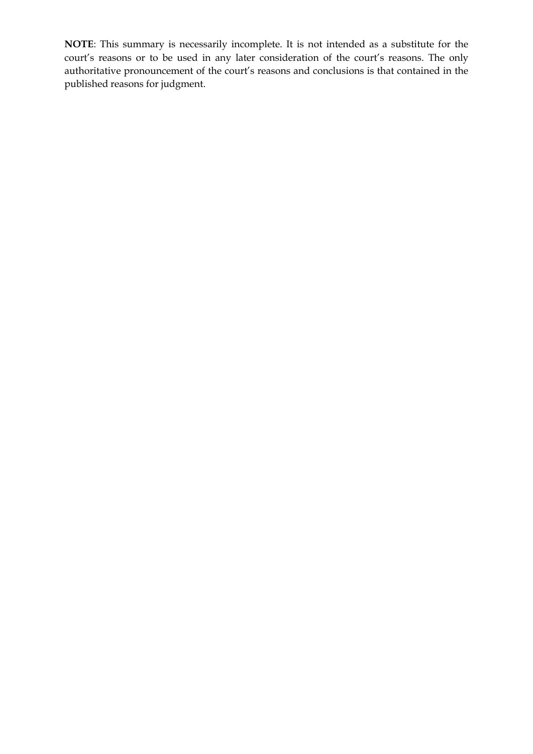**NOTE**: This summary is necessarily incomplete. It is not intended as a substitute for the court's reasons or to be used in any later consideration of the court's reasons. The only authoritative pronouncement of the court's reasons and conclusions is that contained in the published reasons for judgment.